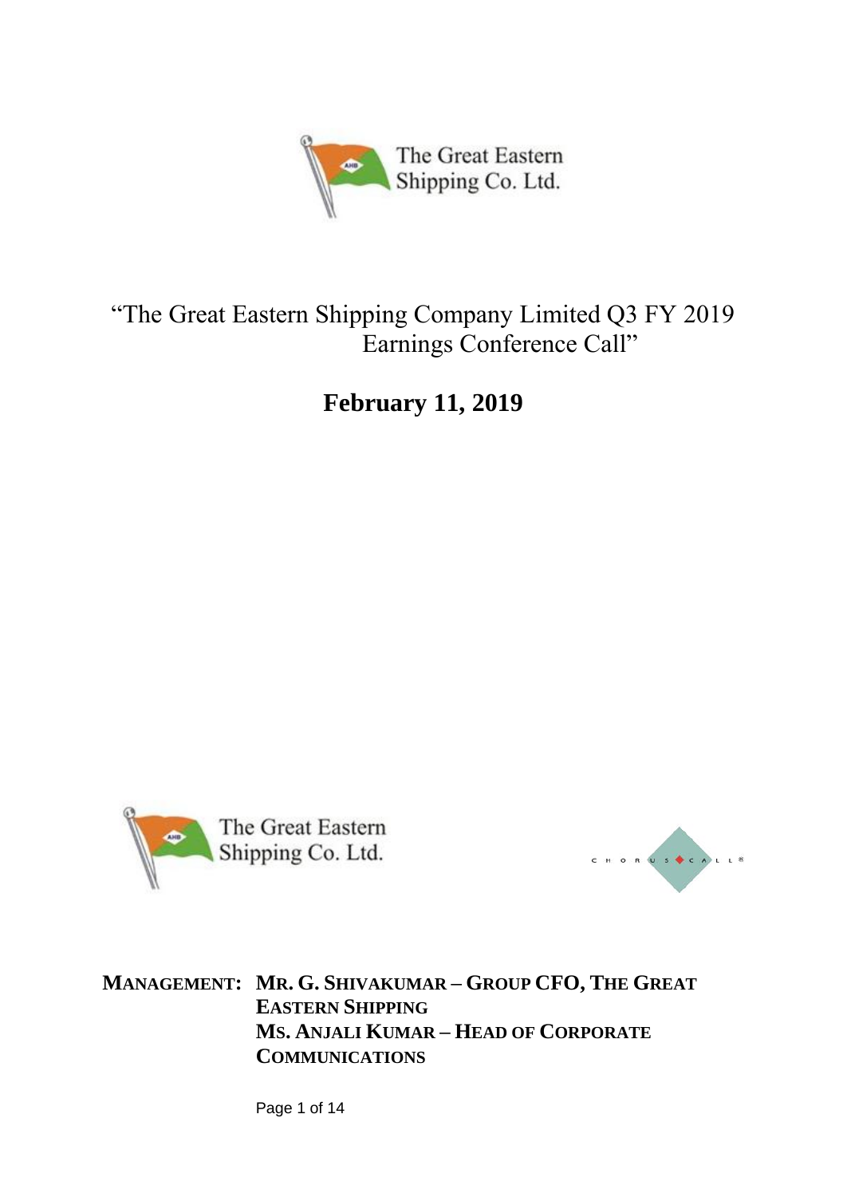The Great Eastern Shipping Co. Ltd.

# "The Great Eastern Shipping Company Limited Q3 FY 2019 Earnings Conference Call"

## February 11, 2019

The Great Eastern Shipping Co. Ltd.

CHORUS CALL®

**MANAGEMENT: MR. G. SHIVAKUMAR – GROUP CFO, THE GREAT EASTERN SHIPPING**
**MS. ANJALI KUMAR – HEAD OF CORPORATE COMMUNICATIONS**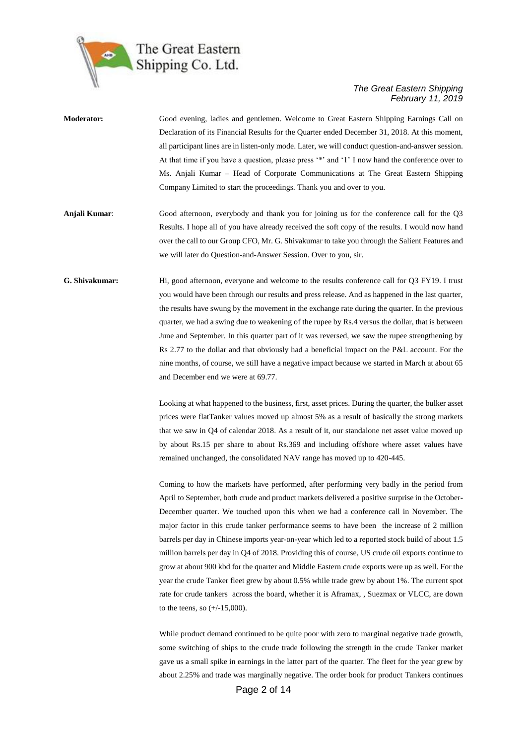**Moderator:** Good evening, ladies and gentlemen. Welcome to Great Eastern Shipping Earnings Call on Declaration of its Financial Results for the Quarter ended December 31, 2018. At this moment, all participant lines are in listen-only mode. Later, we will conduct question-and-answer session. At that time if you have a question, please press '*' and '1' I now hand the conference over to Ms. Anjali Kumar – Head of Corporate Communications at The Great Eastern Shipping Company Limited to start the proceedings. Thank you and over to you.

**Anjali Kumar**: Good afternoon, everybody and thank you for joining us for the conference call for the Q3 Results. I hope all of you have already received the soft copy of the results. I would now hand over the call to our Group CFO, Mr. G. Shivakumar to take you through the Salient Features and we will later do Question-and-Answer Session. Over to you, sir.

**G. Shivakumar:** Hi, good afternoon, everyone and welcome to the results conference call for Q3 FY19. I trust you would have been through our results and press release. And as happened in the last quarter, the results have swung by the movement in the exchange rate during the quarter. In the previous quarter, we had a swing due to weakening of the rupee by Rs.4 versus the dollar, that is between June and September. In this quarter part of it was reversed, we saw the rupee strengthening by Rs 2.77 to the dollar and that obviously had a beneficial impact on the P&L account. For the nine months, of course, we still have a negative impact because we started in March at about 65 and December end we were at 69.77.

Looking at what happened to the business, first, asset prices. During the quarter, the bulker asset prices were flatTanker values moved up almost 5% as a result of basically the strong markets that we saw in Q4 of calendar 2018. As a result of it, our standalone net asset value moved up by about Rs.15 per share to about Rs.369 and including offshore where asset values have remained unchanged, the consolidated NAV range has moved up to 420-445.

Coming to how the markets have performed, after performing very badly in the period from April to September, both crude and product markets delivered a positive surprise in the October-December quarter. We touched upon this when we had a conference call in November. The major factor in this crude tanker performance seems to have been the increase of 2 million barrels per day in Chinese imports year-on-year which led to a reported stock build of about 1.5 million barrels per day in Q4 of 2018. Providing this of course, US crude oil exports continue to grow at about 900 kbd for the quarter and Middle Eastern crude exports were up as well. For the year the crude Tanker fleet grew by about 0.5% while trade grew by about 1%. The current spot rate for crude tankers across the board, whether it is Aframax, , Suezmax or VLCC, are down to the teens, so (+/-15,000).

While product demand continued to be quite poor with zero to marginal negative trade growth, some switching of ships to the crude trade following the strength in the crude Tanker market gave us a small spike in earnings in the latter part of the quarter. The fleet for the year grew by about 2.25% and trade was marginally negative. The order book for product Tankers continues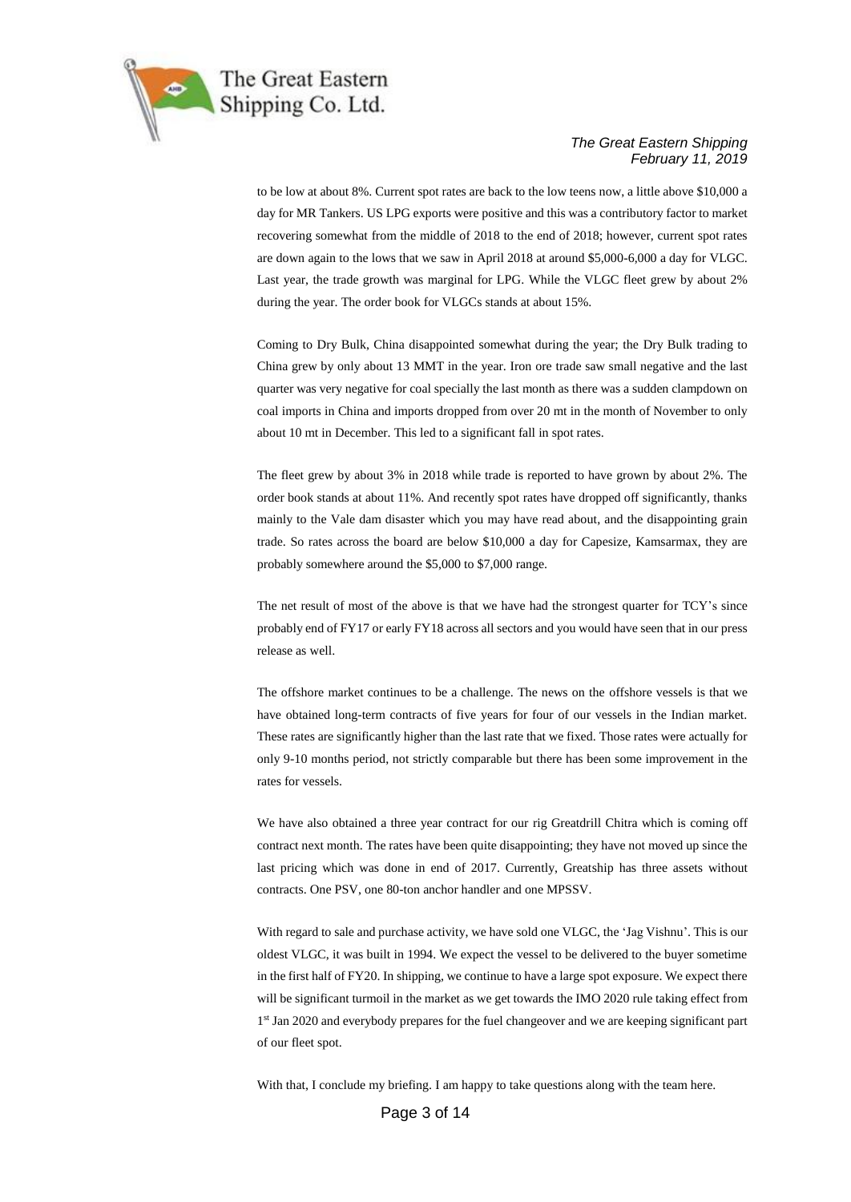to be low at about 8%. Current spot rates are back to the low teens now, a little above $10,000 a day for MR Tankers. US LPG exports were positive and this was a contributory factor to market recovering somewhat from the middle of 2018 to the end of 2018; however, current spot rates are down again to the lows that we saw in April 2018 at around $5,000-6,000 a day for VLGC. Last year, the trade growth was marginal for LPG. While the VLGC fleet grew by about 2% during the year. The order book for VLGCs stands at about 15%.

Coming to Dry Bulk, China disappointed somewhat during the year; the Dry Bulk trading to China grew by only about 13 MMT in the year. Iron ore trade saw small negative and the last quarter was very negative for coal specially the last month as there was a sudden clampdown on coal imports in China and imports dropped from over 20 mt in the month of November to only about 10 mt in December. This led to a significant fall in spot rates.

The fleet grew by about 3% in 2018 while trade is reported to have grown by about 2%. The order book stands at about 11%. And recently spot rates have dropped off significantly, thanks mainly to the Vale dam disaster which you may have read about, and the disappointing grain trade. So rates across the board are below $10,000 a day for Capesize, Kamsarmax, they are probably somewhere around the $5,000 to $7,000 range.

The net result of most of the above is that we have had the strongest quarter for TCY's since probably end of FY17 or early FY18 across all sectors and you would have seen that in our press release as well.

The offshore market continues to be a challenge. The news on the offshore vessels is that we have obtained long-term contracts of five years for four of our vessels in the Indian market. These rates are significantly higher than the last rate that we fixed. Those rates were actually for only 9-10 months period, not strictly comparable but there has been some improvement in the rates for vessels.

We have also obtained a three year contract for our rig Greatdrill Chitra which is coming off contract next month. The rates have been quite disappointing; they have not moved up since the last pricing which was done in end of 2017. Currently, Greatship has three assets without contracts. One PSV, one 80-ton anchor handler and one MPSSV.

With regard to sale and purchase activity, we have sold one VLGC, the 'Jag Vishnu'. This is our oldest VLGC, it was built in 1994. We expect the vessel to be delivered to the buyer sometime in the first half of FY20. In shipping, we continue to have a large spot exposure. We expect there will be significant turmoil in the market as we get towards the IMO 2020 rule taking effect from 1st Jan 2020 and everybody prepares for the fuel changeover and we are keeping significant part of our fleet spot.

With that, I conclude my briefing. I am happy to take questions along with the team here.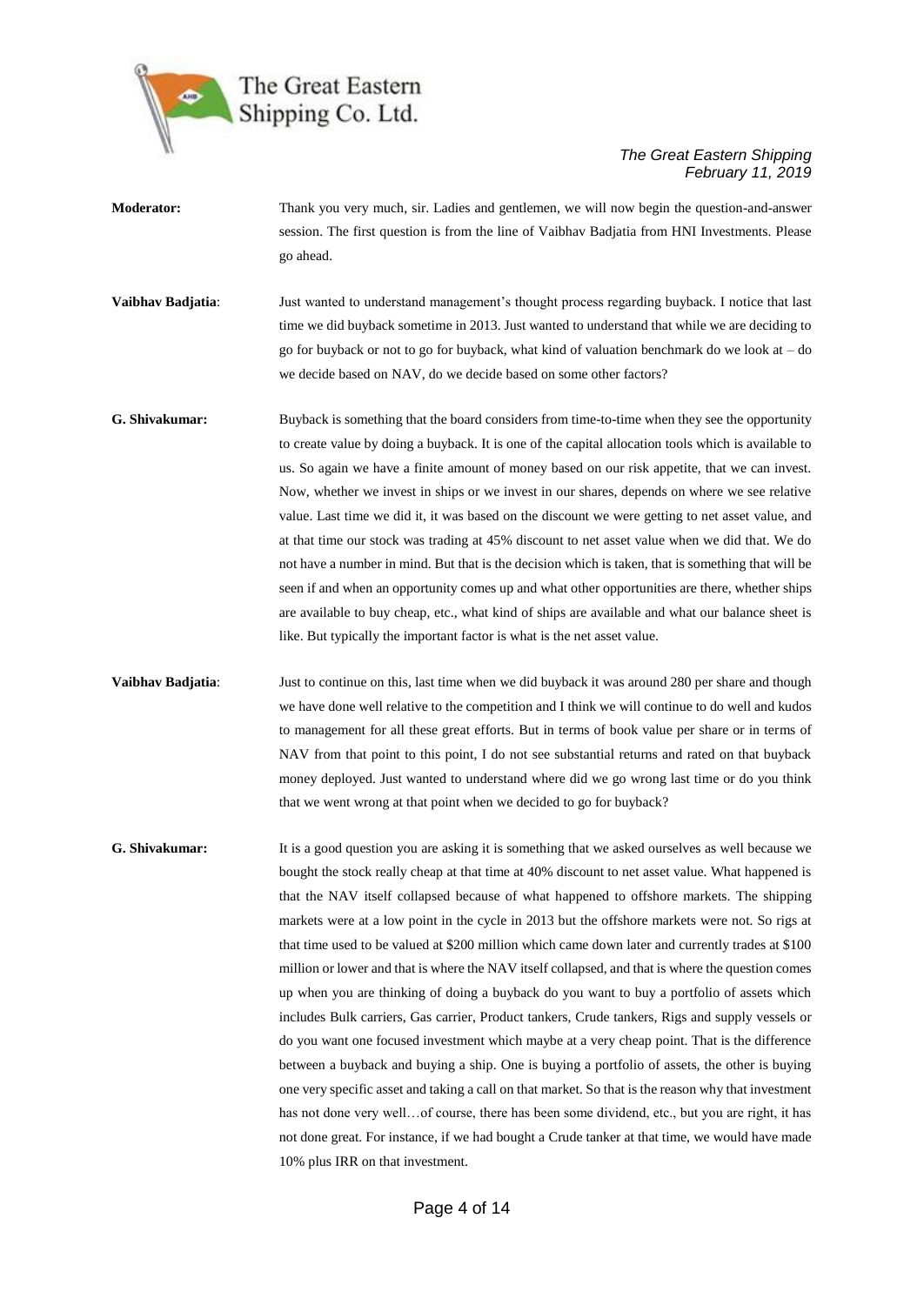**Moderator:** Thank you very much, sir. Ladies and gentlemen, we will now begin the question-and-answer session. The first question is from the line of Vaibhav Badjatia from HNI Investments. Please go ahead.

**Vaibhav Badjatia**: Just wanted to understand management's thought process regarding buyback. I notice that last time we did buyback sometime in 2013. Just wanted to understand that while we are deciding to go for buyback or not to go for buyback, what kind of valuation benchmark do we look at – do we decide based on NAV, do we decide based on some other factors?

**G. Shivakumar:** Buyback is something that the board considers from time-to-time when they see the opportunity to create value by doing a buyback. It is one of the capital allocation tools which is available to us. So again we have a finite amount of money based on our risk appetite, that we can invest. Now, whether we invest in ships or we invest in our shares, depends on where we see relative value. Last time we did it, it was based on the discount we were getting to net asset value, and at that time our stock was trading at 45% discount to net asset value when we did that. We do not have a number in mind. But that is the decision which is taken, that is something that will be seen if and when an opportunity comes up and what other opportunities are there, whether ships are available to buy cheap, etc., what kind of ships are available and what our balance sheet is like. But typically the important factor is what is the net asset value.

**Vaibhav Badjatia**: Just to continue on this, last time when we did buyback it was around 280 per share and though we have done well relative to the competition and I think we will continue to do well and kudos to management for all these great efforts. But in terms of book value per share or in terms of NAV from that point to this point, I do not see substantial returns and rated on that buyback money deployed. Just wanted to understand where did we go wrong last time or do you think that we went wrong at that point when we decided to go for buyback?

**G. Shivakumar:** It is a good question you are asking it is something that we asked ourselves as well because we bought the stock really cheap at that time at 40% discount to net asset value. What happened is that the NAV itself collapsed because of what happened to offshore markets. The shipping markets were at a low point in the cycle in 2013 but the offshore markets were not. So rigs at that time used to be valued at $200 million which came down later and currently trades at $100 million or lower and that is where the NAV itself collapsed, and that is where the question comes up when you are thinking of doing a buyback do you want to buy a portfolio of assets which includes Bulk carriers, Gas carrier, Product tankers, Crude tankers, Rigs and supply vessels or do you want one focused investment which maybe at a very cheap point. That is the difference between a buyback and buying a ship. One is buying a portfolio of assets, the other is buying one very specific asset and taking a call on that market. So that is the reason why that investment has not done very well…of course, there has been some dividend, etc., but you are right, it has not done great. For instance, if we had bought a Crude tanker at that time, we would have made 10% plus IRR on that investment.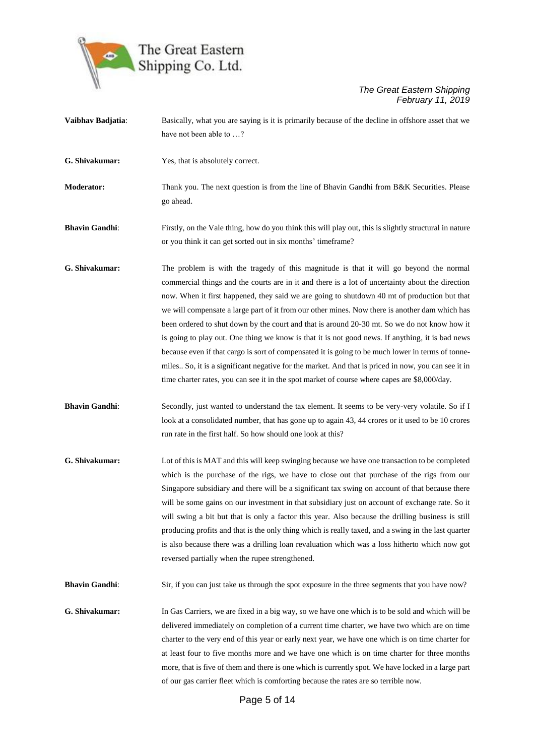**Vaibhav Badjatia**: Basically, what you are saying is it is primarily because of the decline in offshore asset that we have not been able to …?

**G. Shivakumar:** Yes, that is absolutely correct.

**Moderator:** Thank you. The next question is from the line of Bhavin Gandhi from B&K Securities. Please go ahead.

**Bhavin Gandhi**: Firstly, on the Vale thing, how do you think this will play out, this is slightly structural in nature or you think it can get sorted out in six months' timeframe?

**G. Shivakumar:** The problem is with the tragedy of this magnitude is that it will go beyond the normal commercial things and the courts are in it and there is a lot of uncertainty about the direction now. When it first happened, they said we are going to shutdown 40 mt of production but that we will compensate a large part of it from our other mines. Now there is another dam which has been ordered to shut down by the court and that is around 20-30 mt. So we do not know how it is going to play out. One thing we know is that it is not good news. If anything, it is bad news because even if that cargo is sort of compensated it is going to be much lower in terms of tonne-miles.. So, it is a significant negative for the market. And that is priced in now, you can see it in time charter rates, you can see it in the spot market of course where capes are $8,000/day.

**Bhavin Gandhi**: Secondly, just wanted to understand the tax element. It seems to be very-very volatile. So if I look at a consolidated number, that has gone up to again 43, 44 crores or it used to be 10 crores run rate in the first half. So how should one look at this?

**G. Shivakumar:** Lot of this is MAT and this will keep swinging because we have one transaction to be completed which is the purchase of the rigs, we have to close out that purchase of the rigs from our Singapore subsidiary and there will be a significant tax swing on account of that because there will be some gains on our investment in that subsidiary just on account of exchange rate. So it will swing a bit but that is only a factor this year. Also because the drilling business is still producing profits and that is the only thing which is really taxed, and a swing in the last quarter is also because there was a drilling loan revaluation which was a loss hitherto which now got reversed partially when the rupee strengthened.

**Bhavin Gandhi**: Sir, if you can just take us through the spot exposure in the three segments that you have now?

**G. Shivakumar:** In Gas Carriers, we are fixed in a big way, so we have one which is to be sold and which will be delivered immediately on completion of a current time charter, we have two which are on time charter to the very end of this year or early next year, we have one which is on time charter for at least four to five months more and we have one which is on time charter for three months more, that is five of them and there is one which is currently spot. We have locked in a large part of our gas carrier fleet which is comforting because the rates are so terrible now.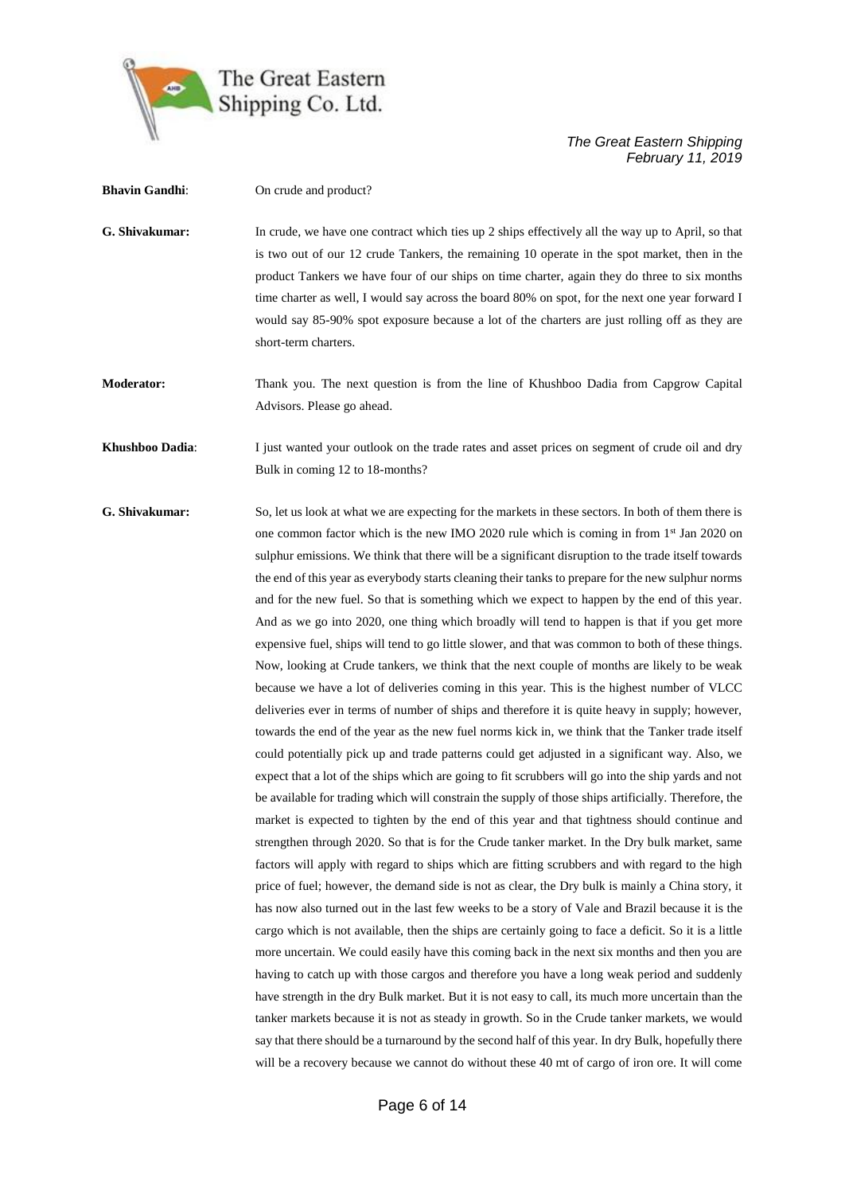**Bhavin Gandhi**: On crude and product?

**G. Shivakumar:** In crude, we have one contract which ties up 2 ships effectively all the way up to April, so that is two out of our 12 crude Tankers, the remaining 10 operate in the spot market, then in the product Tankers we have four of our ships on time charter, again they do three to six months time charter as well, I would say across the board 80% on spot, for the next one year forward I would say 85-90% spot exposure because a lot of the charters are just rolling off as they are short-term charters.

**Moderator:** Thank you. The next question is from the line of Khushboo Dadia from Capgrow Capital Advisors. Please go ahead.

**Khushboo Dadia**: I just wanted your outlook on the trade rates and asset prices on segment of crude oil and dry Bulk in coming 12 to 18-months?

**G. Shivakumar:** So, let us look at what we are expecting for the markets in these sectors. In both of them there is one common factor which is the new IMO 2020 rule which is coming in from 1st Jan 2020 on sulphur emissions. We think that there will be a significant disruption to the trade itself towards the end of this year as everybody starts cleaning their tanks to prepare for the new sulphur norms and for the new fuel. So that is something which we expect to happen by the end of this year. And as we go into 2020, one thing which broadly will tend to happen is that if you get more expensive fuel, ships will tend to go little slower, and that was common to both of these things. Now, looking at Crude tankers, we think that the next couple of months are likely to be weak because we have a lot of deliveries coming in this year. This is the highest number of VLCC deliveries ever in terms of number of ships and therefore it is quite heavy in supply; however, towards the end of the year as the new fuel norms kick in, we think that the Tanker trade itself could potentially pick up and trade patterns could get adjusted in a significant way. Also, we expect that a lot of the ships which are going to fit scrubbers will go into the ship yards and not be available for trading which will constrain the supply of those ships artificially. Therefore, the market is expected to tighten by the end of this year and that tightness should continue and strengthen through 2020. So that is for the Crude tanker market. In the Dry bulk market, same factors will apply with regard to ships which are fitting scrubbers and with regard to the high price of fuel; however, the demand side is not as clear, the Dry bulk is mainly a China story, it has now also turned out in the last few weeks to be a story of Vale and Brazil because it is the cargo which is not available, then the ships are certainly going to face a deficit. So it is a little more uncertain. We could easily have this coming back in the next six months and then you are having to catch up with those cargos and therefore you have a long weak period and suddenly have strength in the dry Bulk market. But it is not easy to call, its much more uncertain than the tanker markets because it is not as steady in growth. So in the Crude tanker markets, we would say that there should be a turnaround by the second half of this year. In dry Bulk, hopefully there will be a recovery because we cannot do without these 40 mt of cargo of iron ore. It will come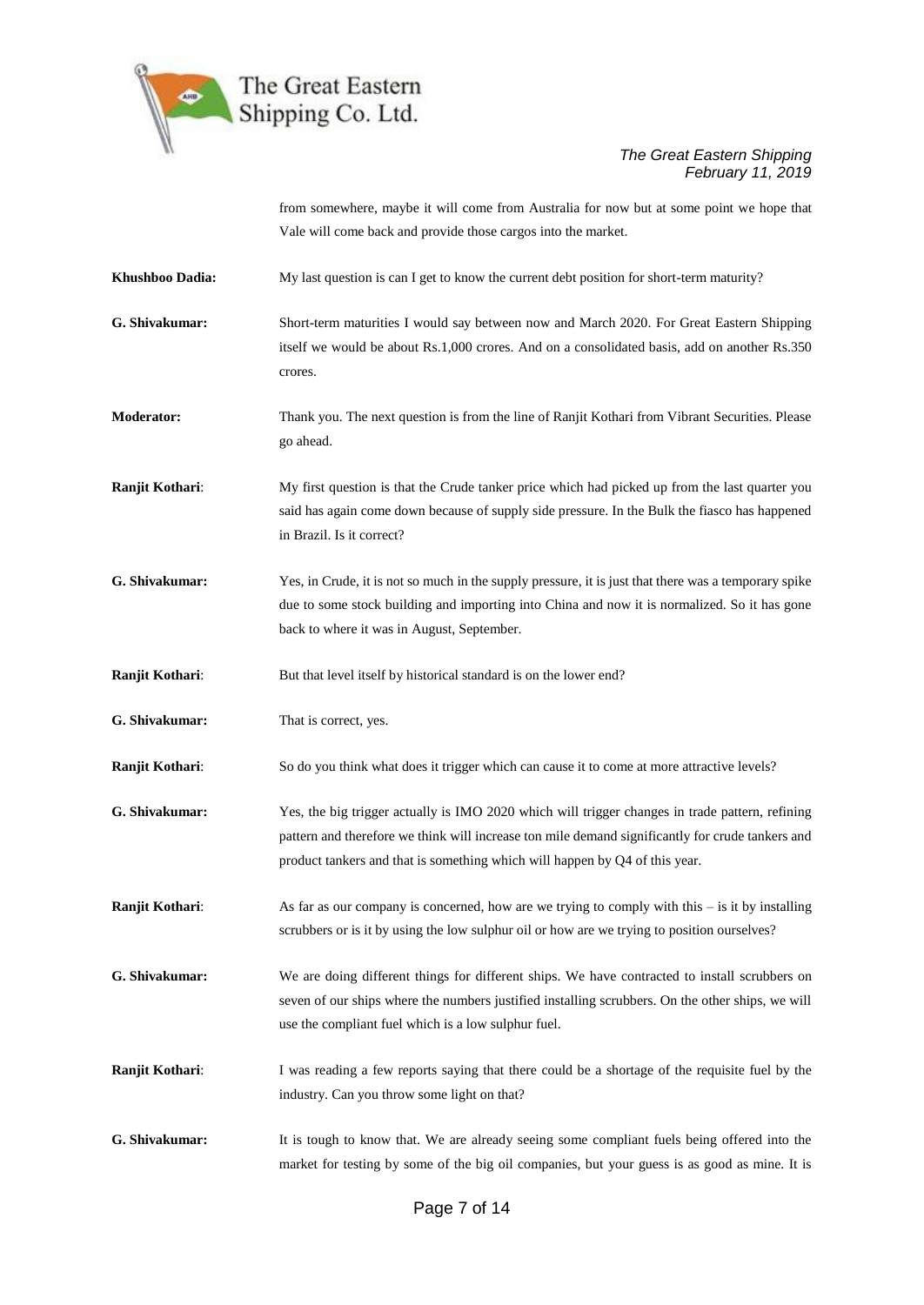from somewhere, maybe it will come from Australia for now but at some point we hope that Vale will come back and provide those cargos into the market.

**Khushboo Dadia:** My last question is can I get to know the current debt position for short-term maturity?

**G. Shivakumar:** Short-term maturities I would say between now and March 2020. For Great Eastern Shipping itself we would be about Rs.1,000 crores. And on a consolidated basis, add on another Rs.350 crores.

**Moderator:** Thank you. The next question is from the line of Ranjit Kothari from Vibrant Securities. Please go ahead.

**Ranjit Kothari**: My first question is that the Crude tanker price which had picked up from the last quarter you said has again come down because of supply side pressure. In the Bulk the fiasco has happened in Brazil. Is it correct?

**G. Shivakumar:** Yes, in Crude, it is not so much in the supply pressure, it is just that there was a temporary spike due to some stock building and importing into China and now it is normalized. So it has gone back to where it was in August, September.

**Ranjit Kothari**: But that level itself by historical standard is on the lower end?

**G. Shivakumar:** That is correct, yes.

**Ranjit Kothari**: So do you think what does it trigger which can cause it to come at more attractive levels?

**G. Shivakumar:** Yes, the big trigger actually is IMO 2020 which will trigger changes in trade pattern, refining pattern and therefore we think will increase ton mile demand significantly for crude tankers and product tankers and that is something which will happen by Q4 of this year.

**Ranjit Kothari**: As far as our company is concerned, how are we trying to comply with this – is it by installing scrubbers or is it by using the low sulphur oil or how are we trying to position ourselves?

**G. Shivakumar:** We are doing different things for different ships. We have contracted to install scrubbers on seven of our ships where the numbers justified installing scrubbers. On the other ships, we will use the compliant fuel which is a low sulphur fuel.

**Ranjit Kothari**: I was reading a few reports saying that there could be a shortage of the requisite fuel by the industry. Can you throw some light on that?

**G. Shivakumar:** It is tough to know that. We are already seeing some compliant fuels being offered into the market for testing by some of the big oil companies, but your guess is as good as mine. It is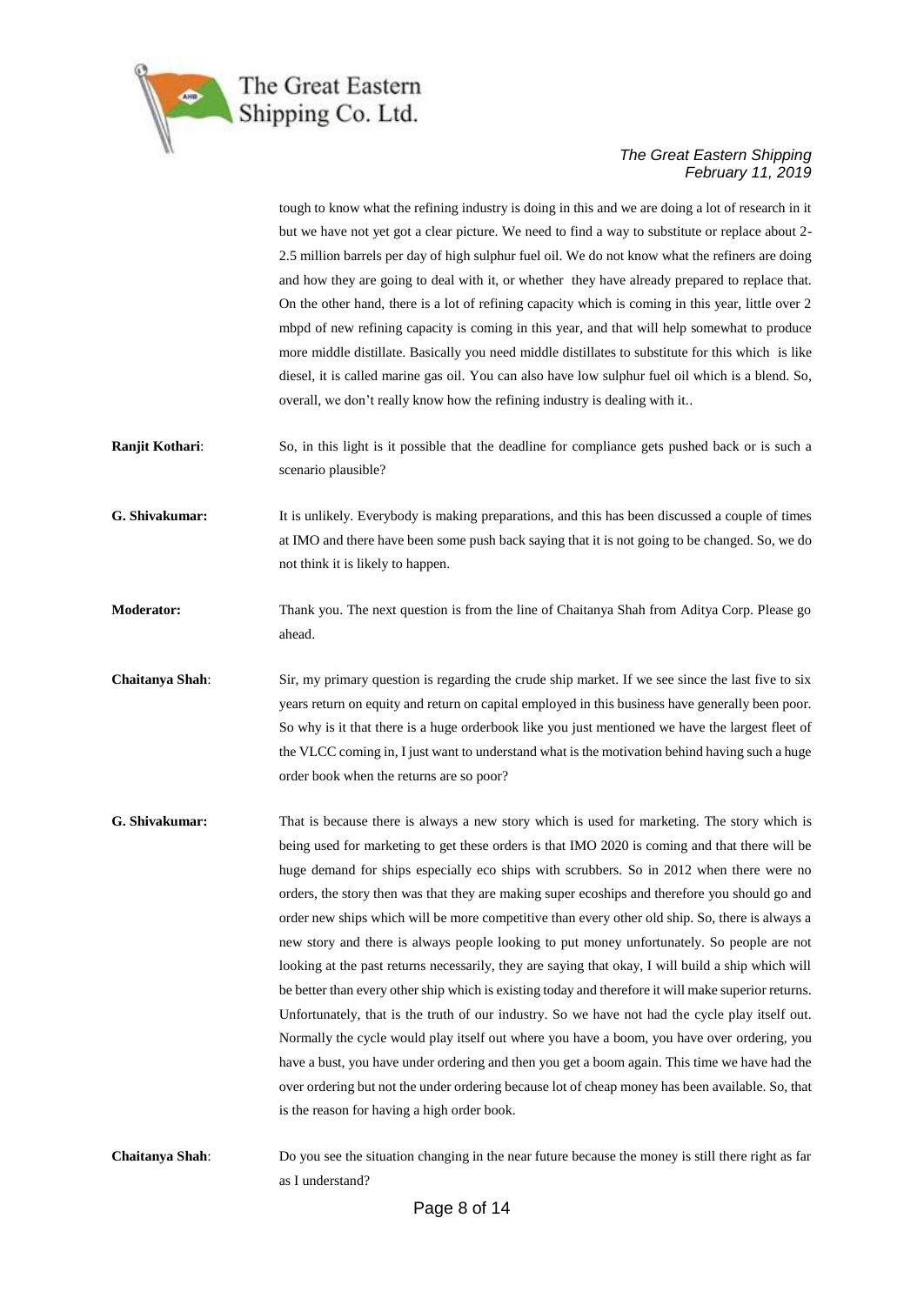tough to know what the refining industry is doing in this and we are doing a lot of research in it but we have not yet got a clear picture. We need to find a way to substitute or replace about 2-2.5 million barrels per day of high sulphur fuel oil. We do not know what the refiners are doing and how they are going to deal with it, or whether they have already prepared to replace that. On the other hand, there is a lot of refining capacity which is coming in this year, little over 2 mbpd of new refining capacity is coming in this year, and that will help somewhat to produce more middle distillate. Basically you need middle distillates to substitute for this which is like diesel, it is called marine gas oil. You can also have low sulphur fuel oil which is a blend. So, overall, we don't really know how the refining industry is dealing with it..

**Ranjit Kothari**: So, in this light is it possible that the deadline for compliance gets pushed back or is such a scenario plausible?

**G. Shivakumar:** It is unlikely. Everybody is making preparations, and this has been discussed a couple of times at IMO and there have been some push back saying that it is not going to be changed. So, we do not think it is likely to happen.

**Moderator:** Thank you. The next question is from the line of Chaitanya Shah from Aditya Corp. Please go ahead.

**Chaitanya Shah**: Sir, my primary question is regarding the crude ship market. If we see since the last five to six years return on equity and return on capital employed in this business have generally been poor. So why is it that there is a huge orderbook like you just mentioned we have the largest fleet of the VLCC coming in, I just want to understand what is the motivation behind having such a huge order book when the returns are so poor?

**G. Shivakumar:** That is because there is always a new story which is used for marketing. The story which is being used for marketing to get these orders is that IMO 2020 is coming and that there will be huge demand for ships especially eco ships with scrubbers. So in 2012 when there were no orders, the story then was that they are making super ecoships and therefore you should go and order new ships which will be more competitive than every other old ship. So, there is always a new story and there is always people looking to put money unfortunately. So people are not looking at the past returns necessarily, they are saying that okay, I will build a ship which will be better than every other ship which is existing today and therefore it will make superior returns. Unfortunately, that is the truth of our industry. So we have not had the cycle play itself out. Normally the cycle would play itself out where you have a boom, you have over ordering, you have a bust, you have under ordering and then you get a boom again. This time we have had the over ordering but not the under ordering because lot of cheap money has been available. So, that is the reason for having a high order book.

**Chaitanya Shah**: Do you see the situation changing in the near future because the money is still there right as far as I understand?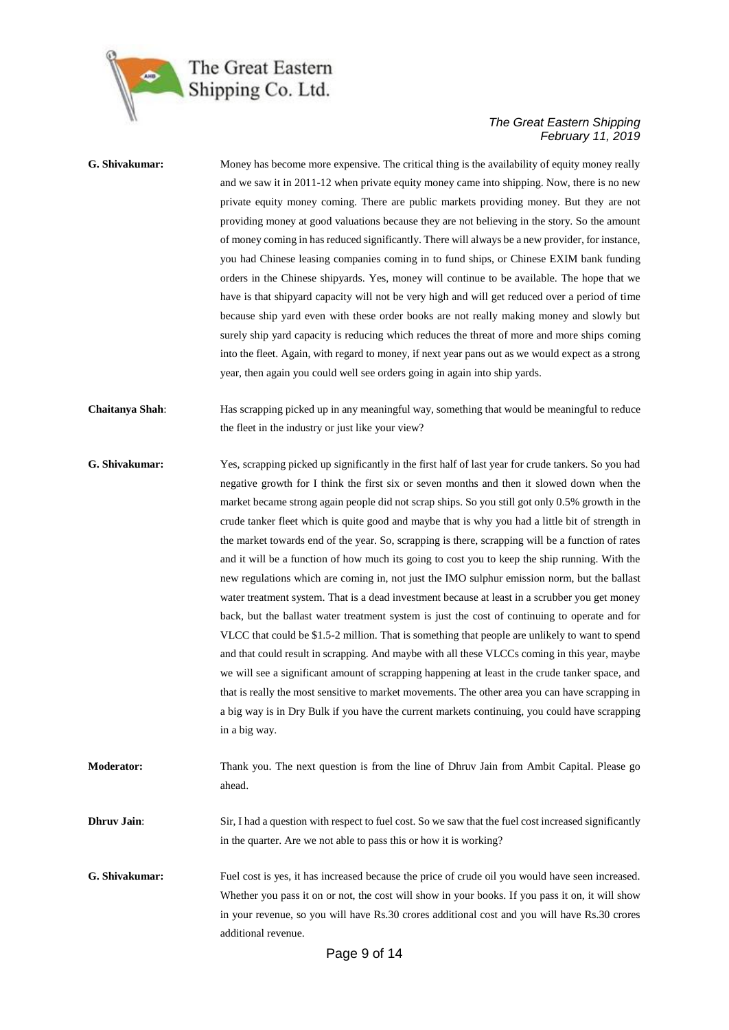**G. Shivakumar:** Money has become more expensive. The critical thing is the availability of equity money really and we saw it in 2011-12 when private equity money came into shipping. Now, there is no new private equity money coming. There are public markets providing money. But they are not providing money at good valuations because they are not believing in the story. So the amount of money coming in has reduced significantly. There will always be a new provider, for instance, you had Chinese leasing companies coming in to fund ships, or Chinese EXIM bank funding orders in the Chinese shipyards. Yes, money will continue to be available. The hope that we have is that shipyard capacity will not be very high and will get reduced over a period of time because ship yard even with these order books are not really making money and slowly but surely ship yard capacity is reducing which reduces the threat of more and more ships coming into the fleet. Again, with regard to money, if next year pans out as we would expect as a strong year, then again you could well see orders going in again into ship yards.

**Chaitanya Shah**: Has scrapping picked up in any meaningful way, something that would be meaningful to reduce the fleet in the industry or just like your view?

**G. Shivakumar:** Yes, scrapping picked up significantly in the first half of last year for crude tankers. So you had negative growth for I think the first six or seven months and then it slowed down when the market became strong again people did not scrap ships. So you still got only 0.5% growth in the crude tanker fleet which is quite good and maybe that is why you had a little bit of strength in the market towards end of the year. So, scrapping is there, scrapping will be a function of rates and it will be a function of how much its going to cost you to keep the ship running. With the new regulations which are coming in, not just the IMO sulphur emission norm, but the ballast water treatment system. That is a dead investment because at least in a scrubber you get money back, but the ballast water treatment system is just the cost of continuing to operate and for VLCC that could be $1.5-2 million. That is something that people are unlikely to want to spend and that could result in scrapping. And maybe with all these VLCCs coming in this year, maybe we will see a significant amount of scrapping happening at least in the crude tanker space, and that is really the most sensitive to market movements. The other area you can have scrapping in a big way is in Dry Bulk if you have the current markets continuing, you could have scrapping in a big way.

**Moderator:** Thank you. The next question is from the line of Dhruv Jain from Ambit Capital. Please go ahead.

**Dhruv Jain**: Sir, I had a question with respect to fuel cost. So we saw that the fuel cost increased significantly in the quarter. Are we not able to pass this or how it is working?

**G. Shivakumar:** Fuel cost is yes, it has increased because the price of crude oil you would have seen increased. Whether you pass it on or not, the cost will show in your books. If you pass it on, it will show in your revenue, so you will have Rs.30 crores additional cost and you will have Rs.30 crores additional revenue.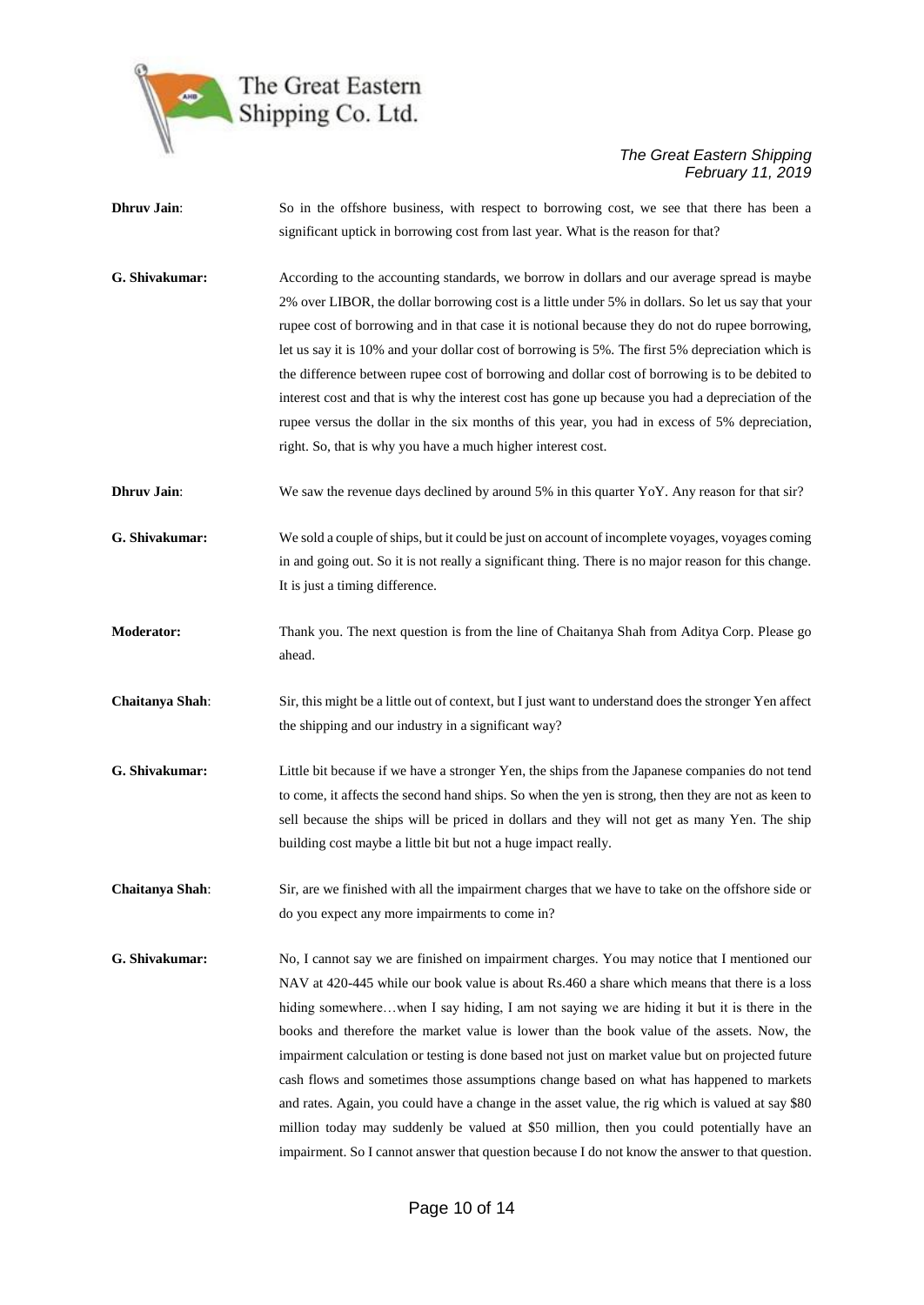**Dhruv Jain**: So in the offshore business, with respect to borrowing cost, we see that there has been a significant uptick in borrowing cost from last year. What is the reason for that?

**G. Shivakumar:** According to the accounting standards, we borrow in dollars and our average spread is maybe 2% over LIBOR, the dollar borrowing cost is a little under 5% in dollars. So let us say that your rupee cost of borrowing and in that case it is notional because they do not do rupee borrowing, let us say it is 10% and your dollar cost of borrowing is 5%. The first 5% depreciation which is the difference between rupee cost of borrowing and dollar cost of borrowing is to be debited to interest cost and that is why the interest cost has gone up because you had a depreciation of the rupee versus the dollar in the six months of this year, you had in excess of 5% depreciation, right. So, that is why you have a much higher interest cost.

**Dhruv Jain**: We saw the revenue days declined by around 5% in this quarter YoY. Any reason for that sir?

**G. Shivakumar:** We sold a couple of ships, but it could be just on account of incomplete voyages, voyages coming in and going out. So it is not really a significant thing. There is no major reason for this change. It is just a timing difference.

**Moderator:** Thank you. The next question is from the line of Chaitanya Shah from Aditya Corp. Please go ahead.

**Chaitanya Shah**: Sir, this might be a little out of context, but I just want to understand does the stronger Yen affect the shipping and our industry in a significant way?

**G. Shivakumar:** Little bit because if we have a stronger Yen, the ships from the Japanese companies do not tend to come, it affects the second hand ships. So when the yen is strong, then they are not as keen to sell because the ships will be priced in dollars and they will not get as many Yen. The ship building cost maybe a little bit but not a huge impact really.

**Chaitanya Shah**: Sir, are we finished with all the impairment charges that we have to take on the offshore side or do you expect any more impairments to come in?

**G. Shivakumar:** No, I cannot say we are finished on impairment charges. You may notice that I mentioned our NAV at 420-445 while our book value is about Rs.460 a share which means that there is a loss hiding somewhere…when I say hiding, I am not saying we are hiding it but it is there in the books and therefore the market value is lower than the book value of the assets. Now, the impairment calculation or testing is done based not just on market value but on projected future cash flows and sometimes those assumptions change based on what has happened to markets and rates. Again, you could have a change in the asset value, the rig which is valued at say $80 million today may suddenly be valued at $50 million, then you could potentially have an impairment. So I cannot answer that question because I do not know the answer to that question.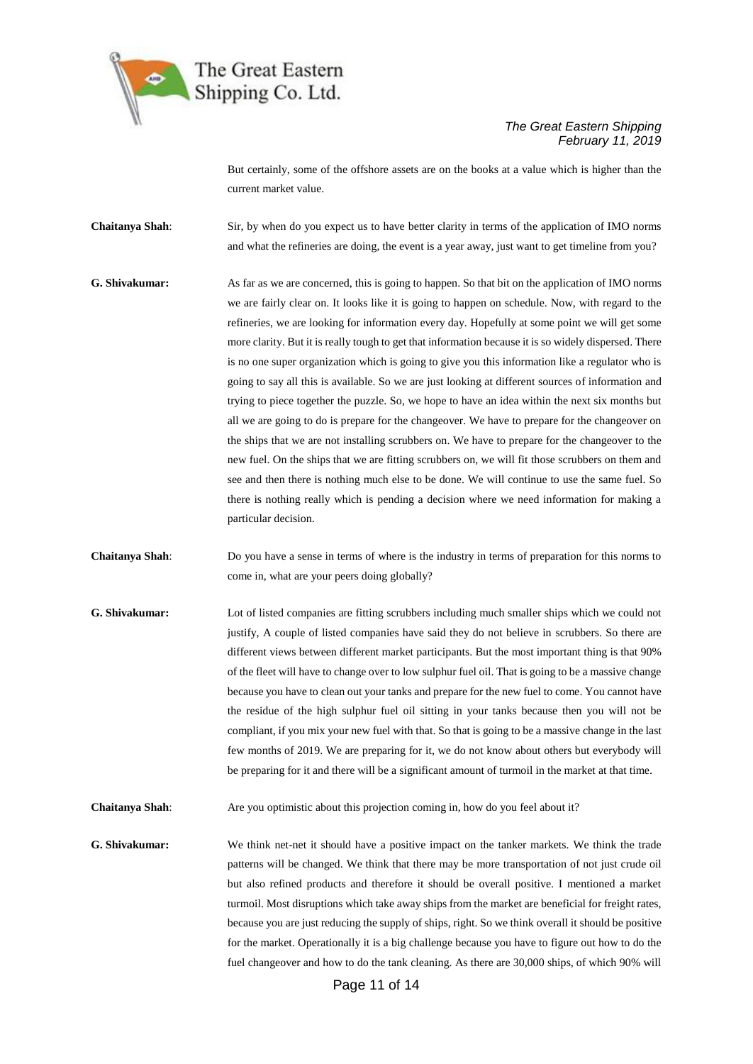But certainly, some of the offshore assets are on the books at a value which is higher than the current market value.

**Chaitanya Shah**: Sir, by when do you expect us to have better clarity in terms of the application of IMO norms and what the refineries are doing, the event is a year away, just want to get timeline from you?

**G. Shivakumar:** As far as we are concerned, this is going to happen. So that bit on the application of IMO norms we are fairly clear on. It looks like it is going to happen on schedule. Now, with regard to the refineries, we are looking for information every day. Hopefully at some point we will get some more clarity. But it is really tough to get that information because it is so widely dispersed. There is no one super organization which is going to give you this information like a regulator who is going to say all this is available. So we are just looking at different sources of information and trying to piece together the puzzle. So, we hope to have an idea within the next six months but all we are going to do is prepare for the changeover. We have to prepare for the changeover on the ships that we are not installing scrubbers on. We have to prepare for the changeover to the new fuel. On the ships that we are fitting scrubbers on, we will fit those scrubbers on them and see and then there is nothing much else to be done. We will continue to use the same fuel. So there is nothing really which is pending a decision where we need information for making a particular decision.

**Chaitanya Shah**: Do you have a sense in terms of where is the industry in terms of preparation for this norms to come in, what are your peers doing globally?

**G. Shivakumar:** Lot of listed companies are fitting scrubbers including much smaller ships which we could not justify, A couple of listed companies have said they do not believe in scrubbers. So there are different views between different market participants. But the most important thing is that 90% of the fleet will have to change over to low sulphur fuel oil. That is going to be a massive change because you have to clean out your tanks and prepare for the new fuel to come. You cannot have the residue of the high sulphur fuel oil sitting in your tanks because then you will not be compliant, if you mix your new fuel with that. So that is going to be a massive change in the last few months of 2019. We are preparing for it, we do not know about others but everybody will be preparing for it and there will be a significant amount of turmoil in the market at that time.

**Chaitanya Shah**: Are you optimistic about this projection coming in, how do you feel about it?

**G. Shivakumar:** We think net-net it should have a positive impact on the tanker markets. We think the trade patterns will be changed. We think that there may be more transportation of not just crude oil but also refined products and therefore it should be overall positive. I mentioned a market turmoil. Most disruptions which take away ships from the market are beneficial for freight rates, because you are just reducing the supply of ships, right. So we think overall it should be positive for the market. Operationally it is a big challenge because you have to figure out how to do the fuel changeover and how to do the tank cleaning. As there are 30,000 ships, of which 90% will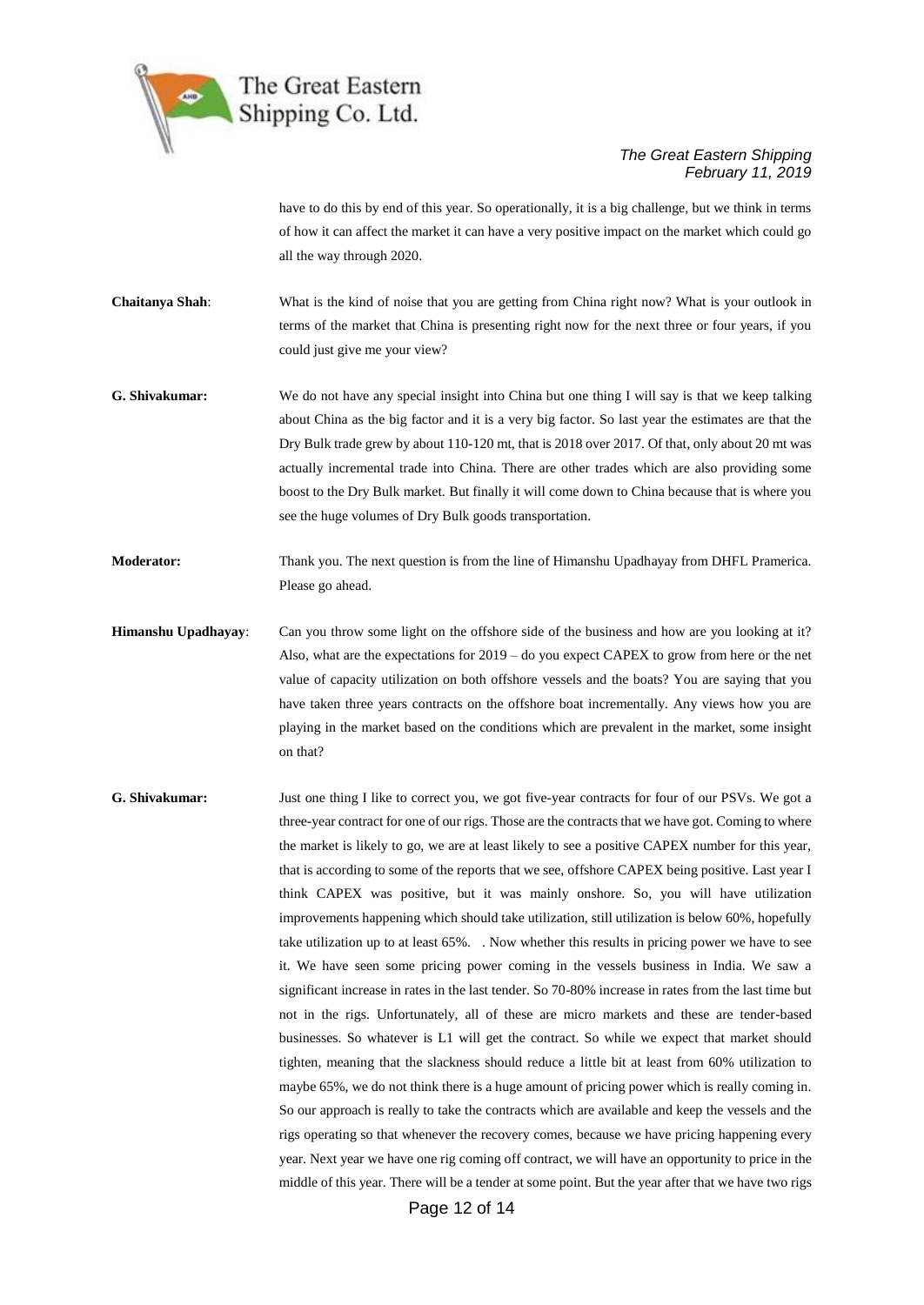have to do this by end of this year. So operationally, it is a big challenge, but we think in terms of how it can affect the market it can have a very positive impact on the market which could go all the way through 2020.

**Chaitanya Shah**: What is the kind of noise that you are getting from China right now? What is your outlook in terms of the market that China is presenting right now for the next three or four years, if you could just give me your view?

**G. Shivakumar:** We do not have any special insight into China but one thing I will say is that we keep talking about China as the big factor and it is a very big factor. So last year the estimates are that the Dry Bulk trade grew by about 110-120 mt, that is 2018 over 2017. Of that, only about 20 mt was actually incremental trade into China. There are other trades which are also providing some boost to the Dry Bulk market. But finally it will come down to China because that is where you see the huge volumes of Dry Bulk goods transportation.

**Moderator:** Thank you. The next question is from the line of Himanshu Upadhayay from DHFL Pramerica. Please go ahead.

**Himanshu Upadhayay**: Can you throw some light on the offshore side of the business and how are you looking at it? Also, what are the expectations for 2019 – do you expect CAPEX to grow from here or the net value of capacity utilization on both offshore vessels and the boats? You are saying that you have taken three years contracts on the offshore boat incrementally. Any views how you are playing in the market based on the conditions which are prevalent in the market, some insight on that?

**G. Shivakumar:** Just one thing I like to correct you, we got five-year contracts for four of our PSVs. We got a three-year contract for one of our rigs. Those are the contracts that we have got. Coming to where the market is likely to go, we are at least likely to see a positive CAPEX number for this year, that is according to some of the reports that we see, offshore CAPEX being positive. Last year I think CAPEX was positive, but it was mainly onshore. So, you will have utilization improvements happening which should take utilization, still utilization is below 60%, hopefully take utilization up to at least 65%. . Now whether this results in pricing power we have to see it. We have seen some pricing power coming in the vessels business in India. We saw a significant increase in rates in the last tender. So 70-80% increase in rates from the last time but not in the rigs. Unfortunately, all of these are micro markets and these are tender-based businesses. So whatever is L1 will get the contract. So while we expect that market should tighten, meaning that the slackness should reduce a little bit at least from 60% utilization to maybe 65%, we do not think there is a huge amount of pricing power which is really coming in. So our approach is really to take the contracts which are available and keep the vessels and the rigs operating so that whenever the recovery comes, because we have pricing happening every year. Next year we have one rig coming off contract, we will have an opportunity to price in the middle of this year. There will be a tender at some point. But the year after that we have two rigs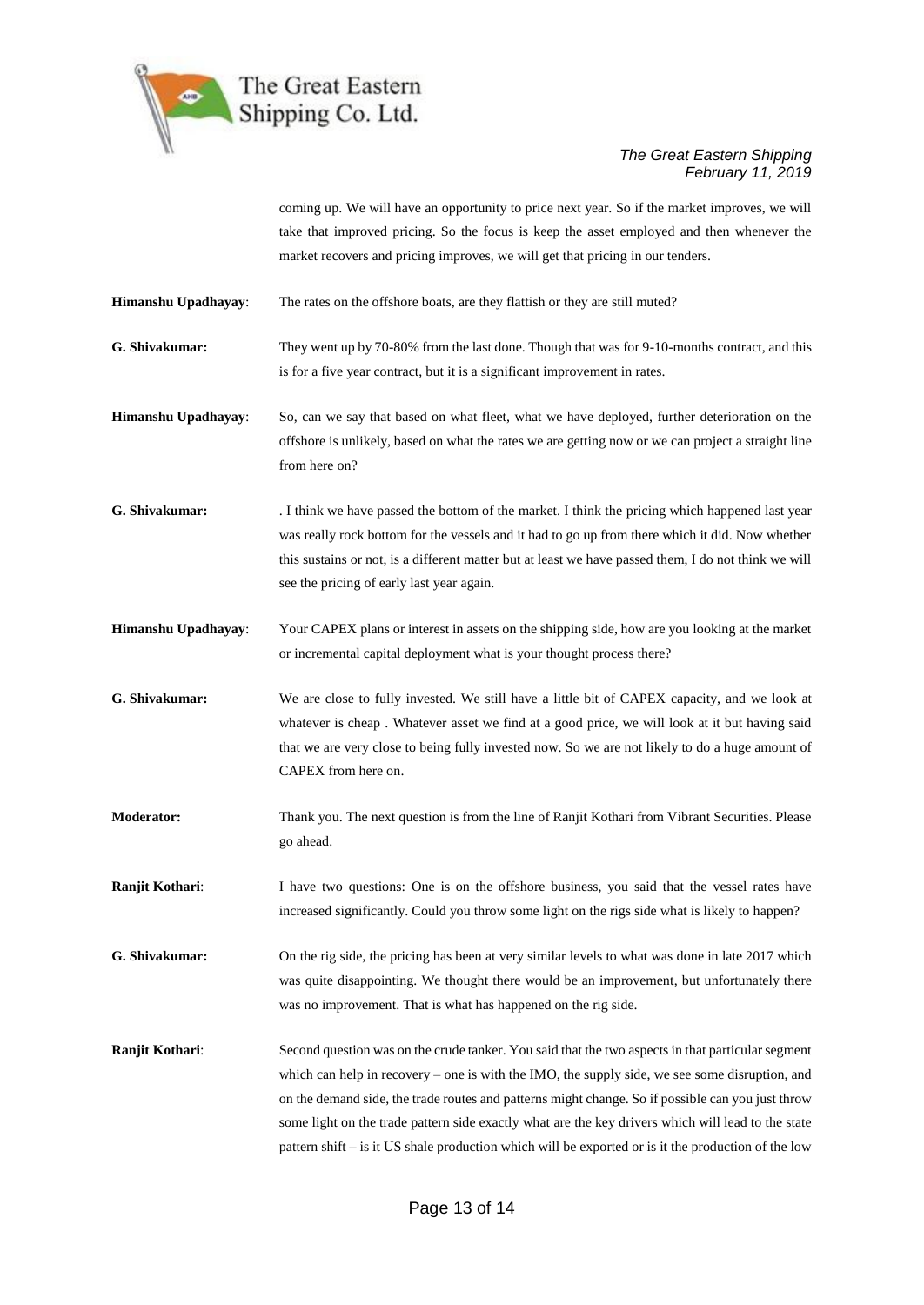coming up. We will have an opportunity to price next year. So if the market improves, we will take that improved pricing. So the focus is keep the asset employed and then whenever the market recovers and pricing improves, we will get that pricing in our tenders.

**Himanshu Upadhayay**: The rates on the offshore boats, are they flattish or they are still muted?

**G. Shivakumar:** They went up by 70-80% from the last done. Though that was for 9-10-months contract, and this is for a five year contract, but it is a significant improvement in rates.

**Himanshu Upadhayay**: So, can we say that based on what fleet, what we have deployed, further deterioration on the offshore is unlikely, based on what the rates we are getting now or we can project a straight line from here on?

**G. Shivakumar:** . I think we have passed the bottom of the market. I think the pricing which happened last year was really rock bottom for the vessels and it had to go up from there which it did. Now whether this sustains or not, is a different matter but at least we have passed them, I do not think we will see the pricing of early last year again.

**Himanshu Upadhayay**: Your CAPEX plans or interest in assets on the shipping side, how are you looking at the market or incremental capital deployment what is your thought process there?

**G. Shivakumar:** We are close to fully invested. We still have a little bit of CAPEX capacity, and we look at whatever is cheap . Whatever asset we find at a good price, we will look at it but having said that we are very close to being fully invested now. So we are not likely to do a huge amount of CAPEX from here on.

**Moderator:** Thank you. The next question is from the line of Ranjit Kothari from Vibrant Securities. Please go ahead.

**Ranjit Kothari**: I have two questions: One is on the offshore business, you said that the vessel rates have increased significantly. Could you throw some light on the rigs side what is likely to happen?

**G. Shivakumar:** On the rig side, the pricing has been at very similar levels to what was done in late 2017 which was quite disappointing. We thought there would be an improvement, but unfortunately there was no improvement. That is what has happened on the rig side.

**Ranjit Kothari**: Second question was on the crude tanker. You said that the two aspects in that particular segment which can help in recovery – one is with the IMO, the supply side, we see some disruption, and on the demand side, the trade routes and patterns might change. So if possible can you just throw some light on the trade pattern side exactly what are the key drivers which will lead to the state pattern shift – is it US shale production which will be exported or is it the production of the low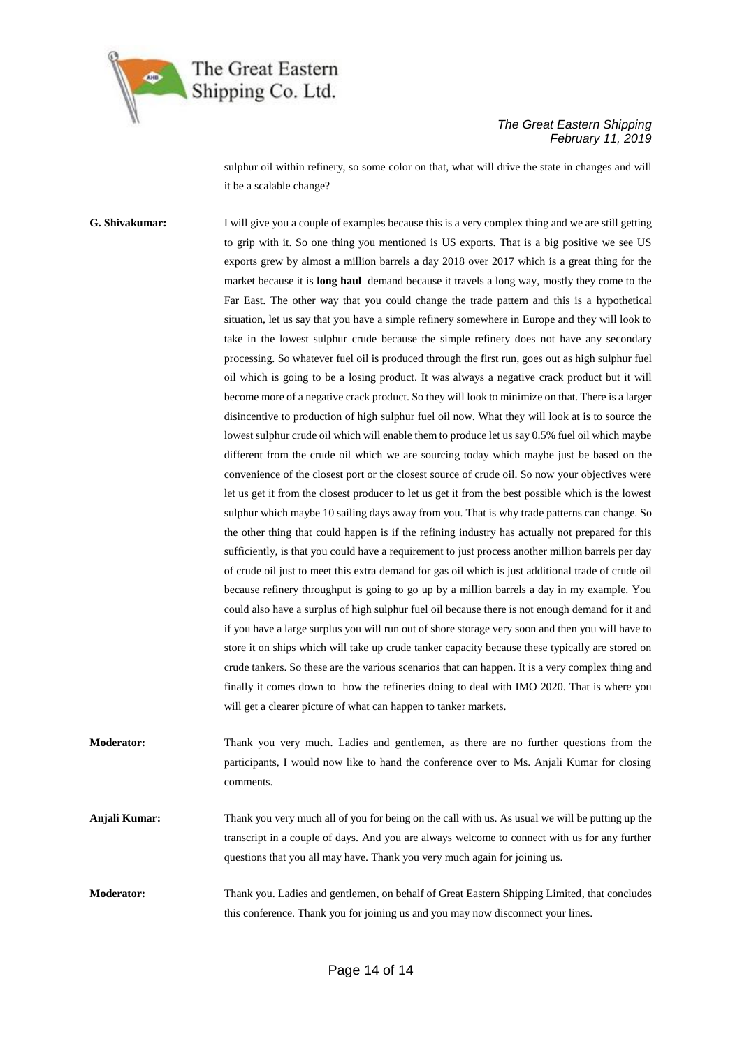sulphur oil within refinery, so some color on that, what will drive the state in changes and will it be a scalable change?

**G. Shivakumar:** I will give you a couple of examples because this is a very complex thing and we are still getting to grip with it. So one thing you mentioned is US exports. That is a big positive we see US exports grew by almost a million barrels a day 2018 over 2017 which is a great thing for the market because it is **long haul** demand because it travels a long way, mostly they come to the Far East. The other way that you could change the trade pattern and this is a hypothetical situation, let us say that you have a simple refinery somewhere in Europe and they will look to take in the lowest sulphur crude because the simple refinery does not have any secondary processing. So whatever fuel oil is produced through the first run, goes out as high sulphur fuel oil which is going to be a losing product. It was always a negative crack product but it will become more of a negative crack product. So they will look to minimize on that. There is a larger disincentive to production of high sulphur fuel oil now. What they will look at is to source the lowest sulphur crude oil which will enable them to produce let us say 0.5% fuel oil which maybe different from the crude oil which we are sourcing today which maybe just be based on the convenience of the closest port or the closest source of crude oil. So now your objectives were let us get it from the closest producer to let us get it from the best possible which is the lowest sulphur which maybe 10 sailing days away from you. That is why trade patterns can change. So the other thing that could happen is if the refining industry has actually not prepared for this sufficiently, is that you could have a requirement to just process another million barrels per day of crude oil just to meet this extra demand for gas oil which is just additional trade of crude oil because refinery throughput is going to go up by a million barrels a day in my example. You could also have a surplus of high sulphur fuel oil because there is not enough demand for it and if you have a large surplus you will run out of shore storage very soon and then you will have to store it on ships which will take up crude tanker capacity because these typically are stored on crude tankers. So these are the various scenarios that can happen. It is a very complex thing and finally it comes down to how the refineries doing to deal with IMO 2020. That is where you will get a clearer picture of what can happen to tanker markets.

**Moderator:** Thank you very much. Ladies and gentlemen, as there are no further questions from the participants, I would now like to hand the conference over to Ms. Anjali Kumar for closing comments.

**Anjali Kumar:** Thank you very much all of you for being on the call with us. As usual we will be putting up the transcript in a couple of days. And you are always welcome to connect with us for any further questions that you all may have. Thank you very much again for joining us.

**Moderator:** Thank you. Ladies and gentlemen, on behalf of Great Eastern Shipping Limited, that concludes this conference. Thank you for joining us and you may now disconnect your lines.